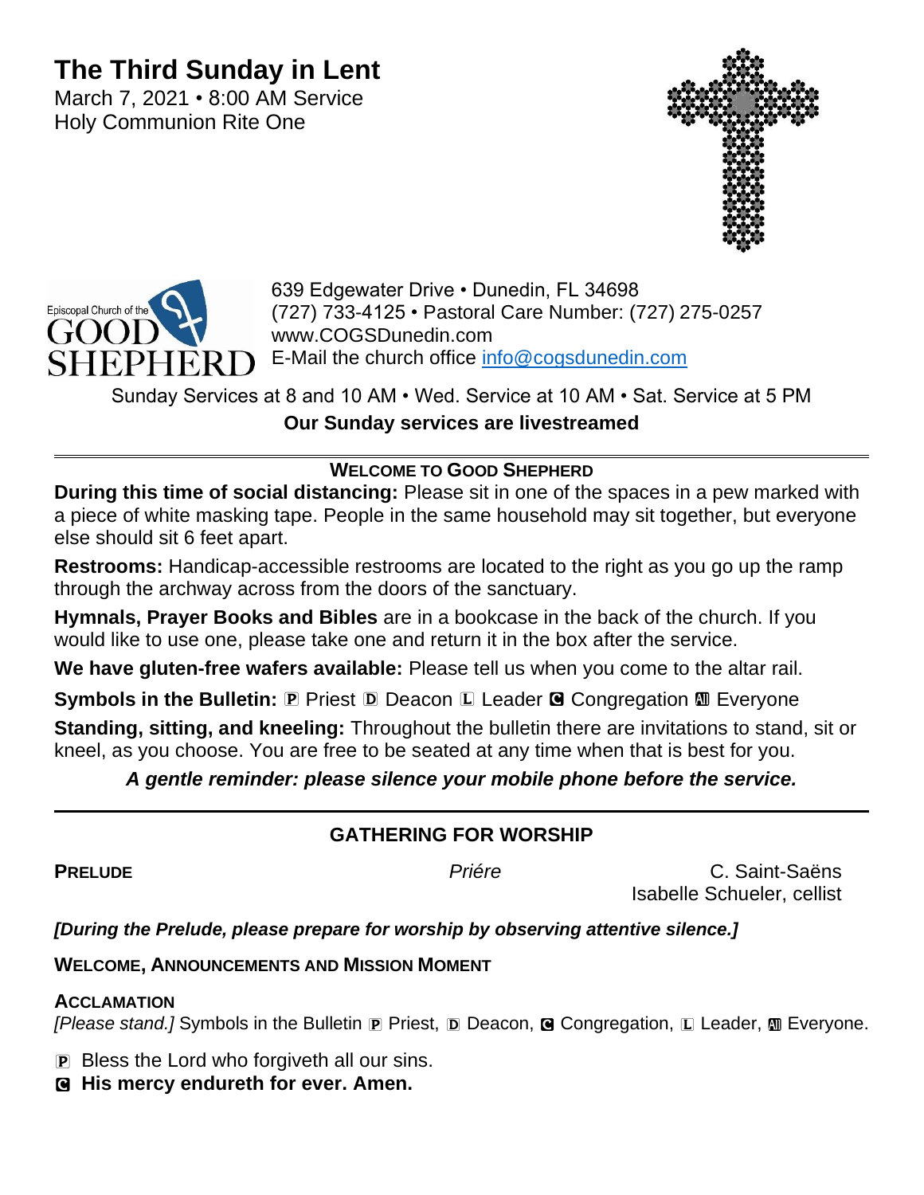# The Third Sunday in Lent

March 7, 2021 • 8:00 AM Service
Holy Communion Rite One

Episcopal Church of the GOOD SHEPHERD

639 Edgewater Drive • Dunedin, FL 34698
(727) 733-4125 • Pastoral Care Number: (727) 275-0257
www.COGSDunedin.com
E-Mail the church office info@cogsdunedin.com

Sunday Services at 8 and 10 AM • Wed. Service at 10 AM • Sat. Service at 5 PM

**Our Sunday services are livestreamed**

---

## WELCOME TO GOOD SHEPHERD

**During this time of social distancing:** Please sit in one of the spaces in a pew marked with a piece of white masking tape. People in the same household may sit together, but everyone else should sit 6 feet apart.

**Restrooms:** Handicap-accessible restrooms are located to the right as you go up the ramp through the archway across from the doors of the sanctuary.

**Hymnals, Prayer Books and Bibles** are in a bookcase in the back of the church. If you would like to use one, please take one and return it in the box after the service.

**We have gluten-free wafers available:** Please tell us when you come to the altar rail.

**Symbols in the Bulletin:** P Priest D Deacon L Leader C Congregation A Everyone

**Standing, sitting, and kneeling:** Throughout the bulletin there are invitations to stand, sit or kneel, as you choose. You are free to be seated at any time when that is best for you.

***A gentle reminder: please silence your mobile phone before the service.***

---

## GATHERING FOR WORSHIP

**PRELUDE** *Priére* C. Saint-Saëns
Isabelle Schueler, cellist

***[During the Prelude, please prepare for worship by observing attentive silence.]***

**WELCOME, ANNOUNCEMENTS AND MISSION MOMENT**

**ACCLAMATION**

*[Please stand.]* Symbols in the Bulletin P Priest, D Deacon, C Congregation, L Leader, A Everyone.

P Bless the Lord who forgiveth all our sins.

**C His mercy endureth for ever. Amen.**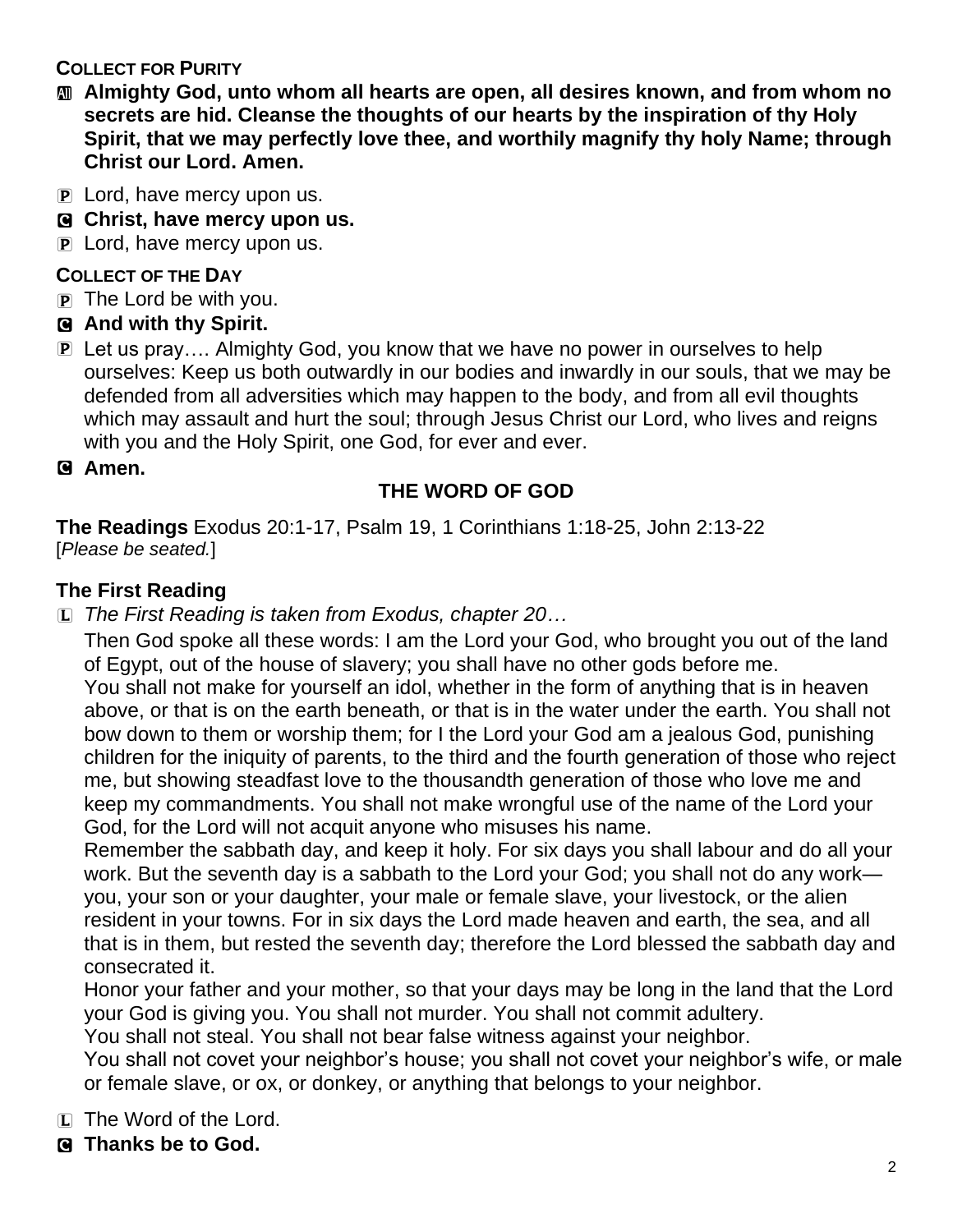**COLLECT FOR PURITY**

A **Almighty God, unto whom all hearts are open, all desires known, and from whom no secrets are hid. Cleanse the thoughts of our hearts by the inspiration of thy Holy Spirit, that we may perfectly love thee, and worthily magnify thy holy Name; through Christ our Lord. Amen.**

P Lord, have mercy upon us.

C **Christ, have mercy upon us.**

P Lord, have mercy upon us.

**COLLECT OF THE DAY**

P The Lord be with you.

C **And with thy Spirit.**

P Let us pray…. Almighty God, you know that we have no power in ourselves to help ourselves: Keep us both outwardly in our bodies and inwardly in our souls, that we may be defended from all adversities which may happen to the body, and from all evil thoughts which may assault and hurt the soul; through Jesus Christ our Lord, who lives and reigns with you and the Holy Spirit, one God, for ever and ever.

C **Amen.**

## THE WORD OF GOD

**The Readings** Exodus 20:1-17, Psalm 19, 1 Corinthians 1:18-25, John 2:13-22
[*Please be seated.*]

### The First Reading

L *The First Reading is taken from Exodus, chapter 20…*

Then God spoke all these words: I am the Lord your God, who brought you out of the land of Egypt, out of the house of slavery; you shall have no other gods before me.
You shall not make for yourself an idol, whether in the form of anything that is in heaven above, or that is on the earth beneath, or that is in the water under the earth. You shall not bow down to them or worship them; for I the Lord your God am a jealous God, punishing children for the iniquity of parents, to the third and the fourth generation of those who reject me, but showing steadfast love to the thousandth generation of those who love me and keep my commandments. You shall not make wrongful use of the name of the Lord your God, for the Lord will not acquit anyone who misuses his name.
Remember the sabbath day, and keep it holy. For six days you shall labour and do all your work. But the seventh day is a sabbath to the Lord your God; you shall not do any work—you, your son or your daughter, your male or female slave, your livestock, or the alien resident in your towns. For in six days the Lord made heaven and earth, the sea, and all that is in them, but rested the seventh day; therefore the Lord blessed the sabbath day and consecrated it.
Honor your father and your mother, so that your days may be long in the land that the Lord your God is giving you. You shall not murder. You shall not commit adultery.
You shall not steal. You shall not bear false witness against your neighbor.
You shall not covet your neighbor's house; you shall not covet your neighbor's wife, or male or female slave, or ox, or donkey, or anything that belongs to your neighbor.

L The Word of the Lord.

C **Thanks be to God.**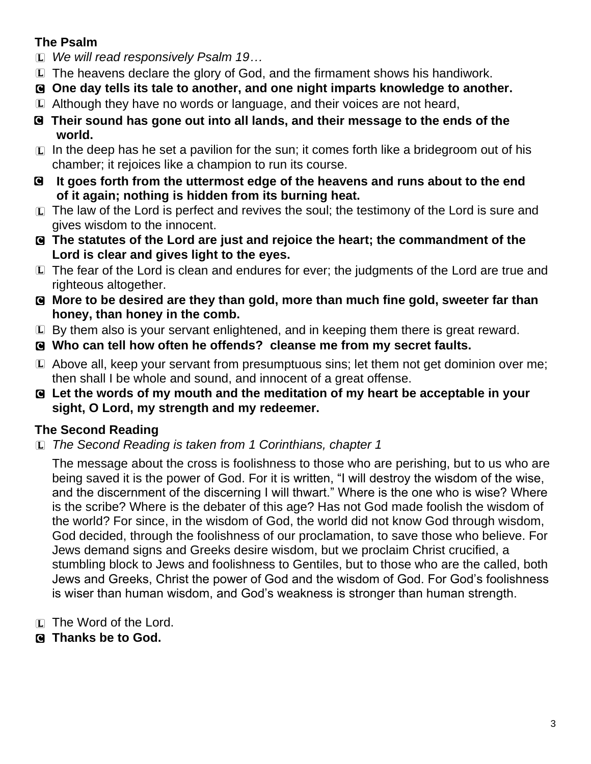### The Psalm

L *We will read responsively Psalm 19…*

L The heavens declare the glory of God, and the firmament shows his handiwork.

**C One day tells its tale to another, and one night imparts knowledge to another.**

L Although they have no words or language, and their voices are not heard,

**C Their sound has gone out into all lands, and their message to the ends of the world.**

L In the deep has he set a pavilion for the sun; it comes forth like a bridegroom out of his chamber; it rejoices like a champion to run its course.

**C It goes forth from the uttermost edge of the heavens and runs about to the end of it again; nothing is hidden from its burning heat.**

L The law of the Lord is perfect and revives the soul; the testimony of the Lord is sure and gives wisdom to the innocent.

**C The statutes of the Lord are just and rejoice the heart; the commandment of the Lord is clear and gives light to the eyes.**

L The fear of the Lord is clean and endures for ever; the judgments of the Lord are true and righteous altogether.

**C More to be desired are they than gold, more than much fine gold, sweeter far than honey, than honey in the comb.**

L By them also is your servant enlightened, and in keeping them there is great reward.

**C Who can tell how often he offends? cleanse me from my secret faults.**

L Above all, keep your servant from presumptuous sins; let them not get dominion over me; then shall I be whole and sound, and innocent of a great offense.

**C Let the words of my mouth and the meditation of my heart be acceptable in your sight, O Lord, my strength and my redeemer.**

### The Second Reading

L *The Second Reading is taken from 1 Corinthians, chapter 1*

The message about the cross is foolishness to those who are perishing, but to us who are being saved it is the power of God. For it is written, “I will destroy the wisdom of the wise, and the discernment of the discerning I will thwart.” Where is the one who is wise? Where is the scribe? Where is the debater of this age? Has not God made foolish the wisdom of the world? For since, in the wisdom of God, the world did not know God through wisdom, God decided, through the foolishness of our proclamation, to save those who believe. For Jews demand signs and Greeks desire wisdom, but we proclaim Christ crucified, a stumbling block to Jews and foolishness to Gentiles, but to those who are the called, both Jews and Greeks, Christ the power of God and the wisdom of God. For God’s foolishness is wiser than human wisdom, and God’s weakness is stronger than human strength.

L The Word of the Lord.

**C Thanks be to God.**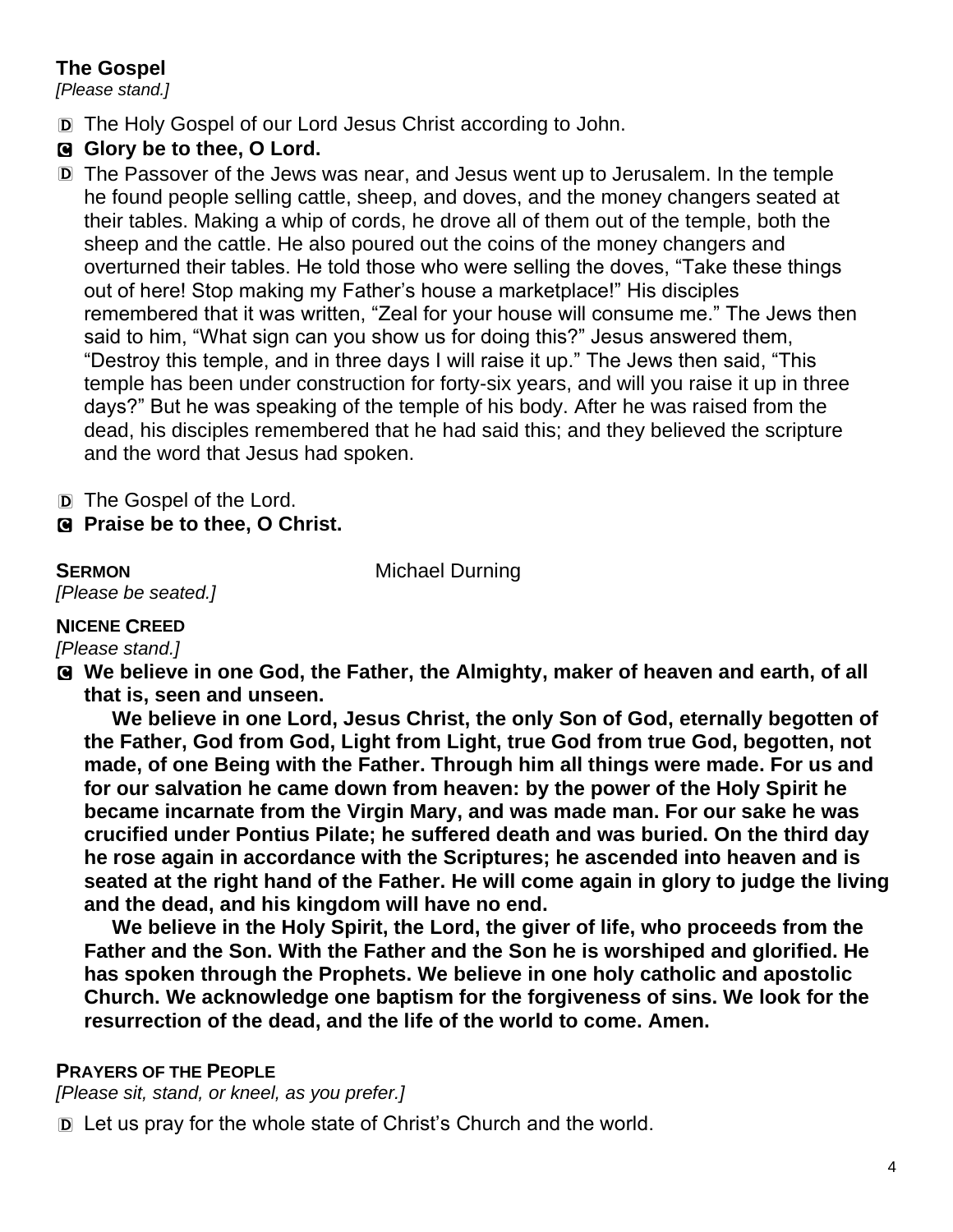## The Gospel

*[Please stand.]*

D The Holy Gospel of our Lord Jesus Christ according to John.

C **Glory be to thee, O Lord.**

D The Passover of the Jews was near, and Jesus went up to Jerusalem. In the temple he found people selling cattle, sheep, and doves, and the money changers seated at their tables. Making a whip of cords, he drove all of them out of the temple, both the sheep and the cattle. He also poured out the coins of the money changers and overturned their tables. He told those who were selling the doves, "Take these things out of here! Stop making my Father's house a marketplace!" His disciples remembered that it was written, "Zeal for your house will consume me." The Jews then said to him, "What sign can you show us for doing this?" Jesus answered them, "Destroy this temple, and in three days I will raise it up." The Jews then said, "This temple has been under construction for forty-six years, and will you raise it up in three days?" But he was speaking of the temple of his body. After he was raised from the dead, his disciples remembered that he had said this; and they believed the scripture and the word that Jesus had spoken.

D The Gospel of the Lord.

C **Praise be to thee, O Christ.**

**SERMON** Michael Durning

*[Please be seated.]*

**NICENE CREED**

*[Please stand.]*

C **We believe in one God, the Father, the Almighty, maker of heaven and earth, of all that is, seen and unseen.**

**We believe in one Lord, Jesus Christ, the only Son of God, eternally begotten of the Father, God from God, Light from Light, true God from true God, begotten, not made, of one Being with the Father. Through him all things were made. For us and for our salvation he came down from heaven: by the power of the Holy Spirit he became incarnate from the Virgin Mary, and was made man. For our sake he was crucified under Pontius Pilate; he suffered death and was buried. On the third day he rose again in accordance with the Scriptures; he ascended into heaven and is seated at the right hand of the Father. He will come again in glory to judge the living and the dead, and his kingdom will have no end.**

**We believe in the Holy Spirit, the Lord, the giver of life, who proceeds from the Father and the Son. With the Father and the Son he is worshiped and glorified. He has spoken through the Prophets. We believe in one holy catholic and apostolic Church. We acknowledge one baptism for the forgiveness of sins. We look for the resurrection of the dead, and the life of the world to come. Amen.**

**PRAYERS OF THE PEOPLE**

*[Please sit, stand, or kneel, as you prefer.]*

D Let us pray for the whole state of Christ's Church and the world.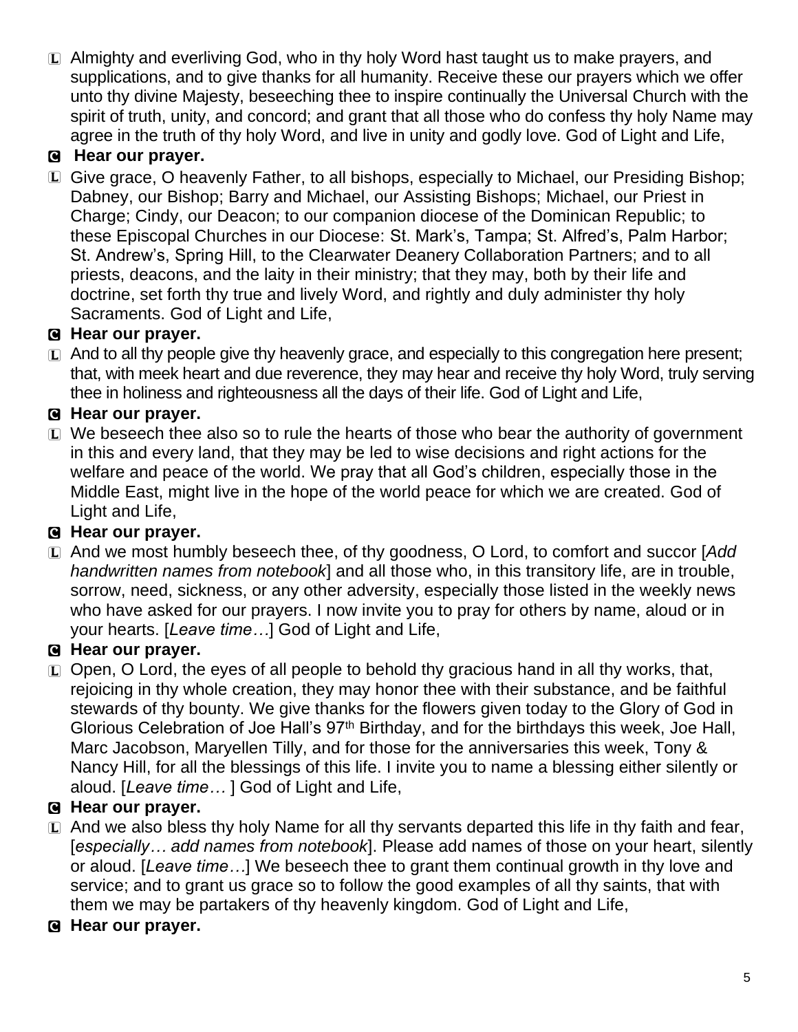L Almighty and everliving God, who in thy holy Word hast taught us to make prayers, and supplications, and to give thanks for all humanity. Receive these our prayers which we offer unto thy divine Majesty, beseeching thee to inspire continually the Universal Church with the spirit of truth, unity, and concord; and grant that all those who do confess thy holy Name may agree in the truth of thy holy Word, and live in unity and godly love. God of Light and Life,

**C Hear our prayer.**

L Give grace, O heavenly Father, to all bishops, especially to Michael, our Presiding Bishop; Dabney, our Bishop; Barry and Michael, our Assisting Bishops; Michael, our Priest in Charge; Cindy, our Deacon; to our companion diocese of the Dominican Republic; to these Episcopal Churches in our Diocese: St. Mark's, Tampa; St. Alfred's, Palm Harbor; St. Andrew's, Spring Hill, to the Clearwater Deanery Collaboration Partners; and to all priests, deacons, and the laity in their ministry; that they may, both by their life and doctrine, set forth thy true and lively Word, and rightly and duly administer thy holy Sacraments. God of Light and Life,

**C Hear our prayer.**

L And to all thy people give thy heavenly grace, and especially to this congregation here present; that, with meek heart and due reverence, they may hear and receive thy holy Word, truly serving thee in holiness and righteousness all the days of their life. God of Light and Life,

**C Hear our prayer.**

L We beseech thee also so to rule the hearts of those who bear the authority of government in this and every land, that they may be led to wise decisions and right actions for the welfare and peace of the world. We pray that all God's children, especially those in the Middle East, might live in the hope of the world peace for which we are created. God of Light and Life,

**C Hear our prayer.**

L And we most humbly beseech thee, of thy goodness, O Lord, to comfort and succor [*Add handwritten names from notebook*] and all those who, in this transitory life, are in trouble, sorrow, need, sickness, or any other adversity, especially those listed in the weekly news who have asked for our prayers. I now invite you to pray for others by name, aloud or in your hearts. [*Leave time…*] God of Light and Life,

**C Hear our prayer.**

L Open, O Lord, the eyes of all people to behold thy gracious hand in all thy works, that, rejoicing in thy whole creation, they may honor thee with their substance, and be faithful stewards of thy bounty. We give thanks for the flowers given today to the Glory of God in Glorious Celebration of Joe Hall's 97th Birthday, and for the birthdays this week, Joe Hall, Marc Jacobson, Maryellen Tilly, and for those for the anniversaries this week, Tony & Nancy Hill, for all the blessings of this life. I invite you to name a blessing either silently or aloud. [*Leave time…* ] God of Light and Life,

**C Hear our prayer.**

L And we also bless thy holy Name for all thy servants departed this life in thy faith and fear, [*especially… add names from notebook*]. Please add names of those on your heart, silently or aloud. [*Leave time…*] We beseech thee to grant them continual growth in thy love and service; and to grant us grace so to follow the good examples of all thy saints, that with them we may be partakers of thy heavenly kingdom. God of Light and Life,

**C Hear our prayer.**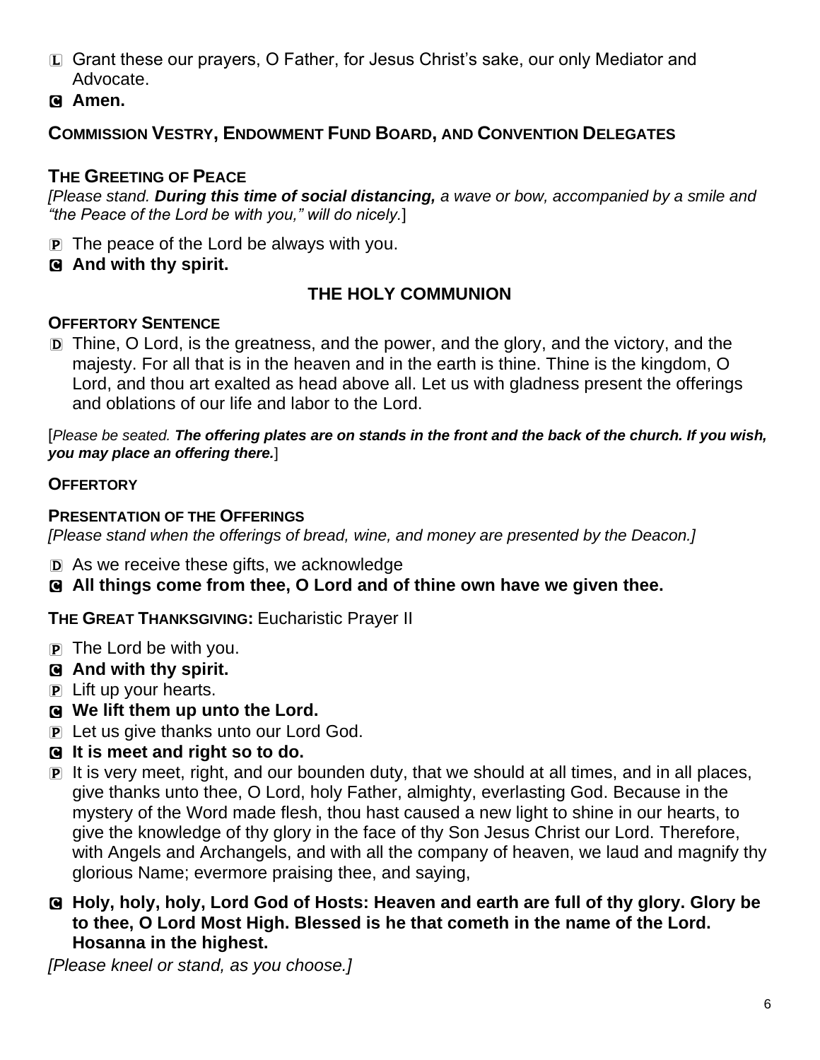L Grant these our prayers, O Father, for Jesus Christ's sake, our only Mediator and Advocate.

C **Amen.**

**COMMISSION VESTRY, ENDOWMENT FUND BOARD, AND CONVENTION DELEGATES**

**THE GREETING OF PEACE**

*[Please stand. **During this time of social distancing,** a wave or bow, accompanied by a smile and "the Peace of the Lord be with you," will do nicely.*]

P The peace of the Lord be always with you.

C **And with thy spirit.**

## THE HOLY COMMUNION

**OFFERTORY SENTENCE**

D Thine, O Lord, is the greatness, and the power, and the glory, and the victory, and the majesty. For all that is in the heaven and in the earth is thine. Thine is the kingdom, O Lord, and thou art exalted as head above all. Let us with gladness present the offerings and oblations of our life and labor to the Lord.

[*Please be seated. **The offering plates are on stands in the front and the back of the church. If you wish, you may place an offering there.***]

**OFFERTORY**

**PRESENTATION OF THE OFFERINGS**

*[Please stand when the offerings of bread, wine, and money are presented by the Deacon.]*

D As we receive these gifts, we acknowledge

C **All things come from thee, O Lord and of thine own have we given thee.**

**THE GREAT THANKSGIVING:** Eucharistic Prayer II

P The Lord be with you.

C **And with thy spirit.**

P Lift up your hearts.

C **We lift them up unto the Lord.**

P Let us give thanks unto our Lord God.

C **It is meet and right so to do.**

P It is very meet, right, and our bounden duty, that we should at all times, and in all places, give thanks unto thee, O Lord, holy Father, almighty, everlasting God. Because in the mystery of the Word made flesh, thou hast caused a new light to shine in our hearts, to give the knowledge of thy glory in the face of thy Son Jesus Christ our Lord. Therefore, with Angels and Archangels, and with all the company of heaven, we laud and magnify thy glorious Name; evermore praising thee, and saying,

C **Holy, holy, holy, Lord God of Hosts: Heaven and earth are full of thy glory. Glory be to thee, O Lord Most High. Blessed is he that cometh in the name of the Lord. Hosanna in the highest.**

*[Please kneel or stand, as you choose.]*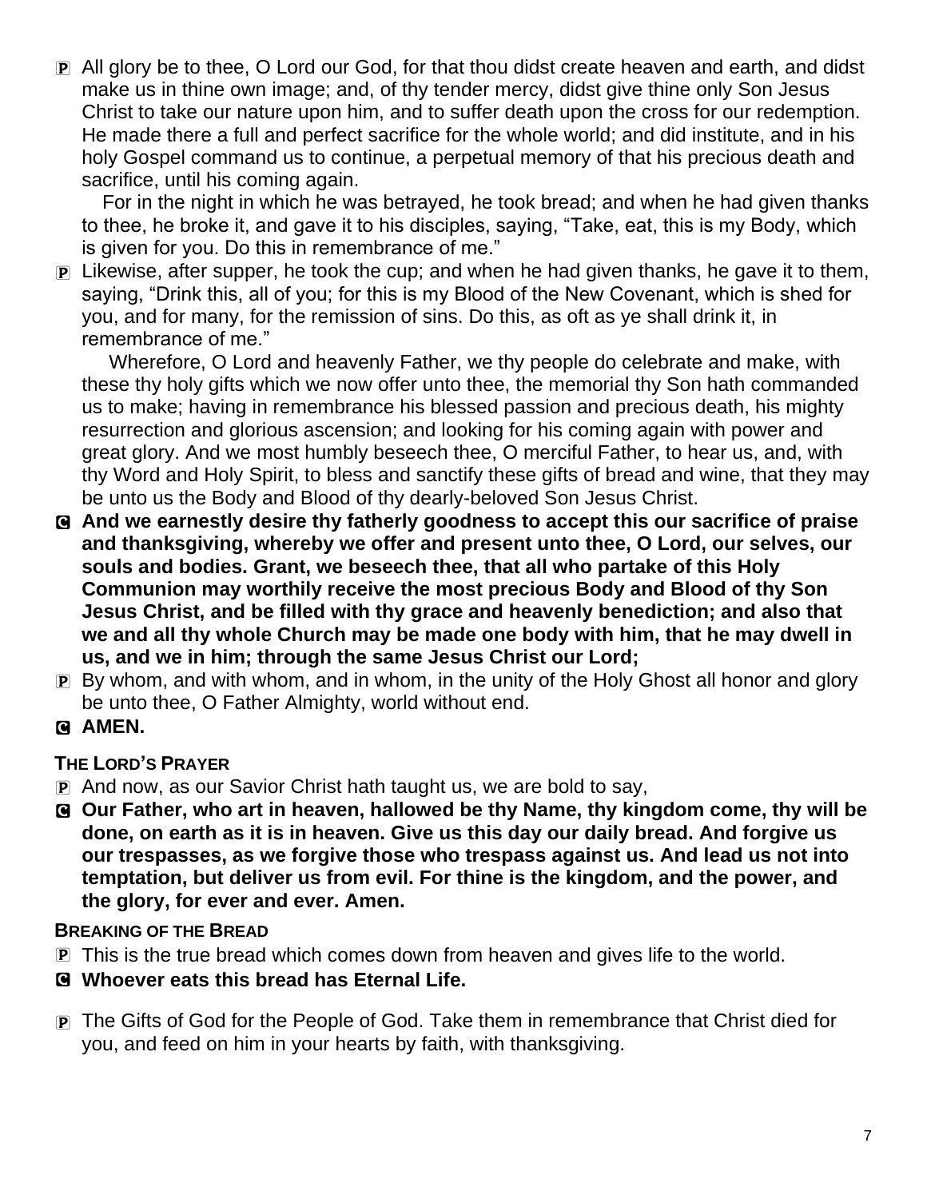P All glory be to thee, O Lord our God, for that thou didst create heaven and earth, and didst make us in thine own image; and, of thy tender mercy, didst give thine only Son Jesus Christ to take our nature upon him, and to suffer death upon the cross for our redemption. He made there a full and perfect sacrifice for the whole world; and did institute, and in his holy Gospel command us to continue, a perpetual memory of that his precious death and sacrifice, until his coming again.

For in the night in which he was betrayed, he took bread; and when he had given thanks to thee, he broke it, and gave it to his disciples, saying, "Take, eat, this is my Body, which is given for you. Do this in remembrance of me."

P Likewise, after supper, he took the cup; and when he had given thanks, he gave it to them, saying, "Drink this, all of you; for this is my Blood of the New Covenant, which is shed for you, and for many, for the remission of sins. Do this, as oft as ye shall drink it, in remembrance of me."

Wherefore, O Lord and heavenly Father, we thy people do celebrate and make, with these thy holy gifts which we now offer unto thee, the memorial thy Son hath commanded us to make; having in remembrance his blessed passion and precious death, his mighty resurrection and glorious ascension; and looking for his coming again with power and great glory. And we most humbly beseech thee, O merciful Father, to hear us, and, with thy Word and Holy Spirit, to bless and sanctify these gifts of bread and wine, that they may be unto us the Body and Blood of thy dearly-beloved Son Jesus Christ.

C **And we earnestly desire thy fatherly goodness to accept this our sacrifice of praise and thanksgiving, whereby we offer and present unto thee, O Lord, our selves, our souls and bodies. Grant, we beseech thee, that all who partake of this Holy Communion may worthily receive the most precious Body and Blood of thy Son Jesus Christ, and be filled with thy grace and heavenly benediction; and also that we and all thy whole Church may be made one body with him, that he may dwell in us, and we in him; through the same Jesus Christ our Lord;**

P By whom, and with whom, and in whom, in the unity of the Holy Ghost all honor and glory be unto thee, O Father Almighty, world without end.

C **AMEN.**

**THE LORD'S PRAYER**

P And now, as our Savior Christ hath taught us, we are bold to say,

C **Our Father, who art in heaven, hallowed be thy Name, thy kingdom come, thy will be done, on earth as it is in heaven. Give us this day our daily bread. And forgive us our trespasses, as we forgive those who trespass against us. And lead us not into temptation, but deliver us from evil. For thine is the kingdom, and the power, and the glory, for ever and ever. Amen.**

**BREAKING OF THE BREAD**

P This is the true bread which comes down from heaven and gives life to the world.

C **Whoever eats this bread has Eternal Life.**

P The Gifts of God for the People of God. Take them in remembrance that Christ died for you, and feed on him in your hearts by faith, with thanksgiving.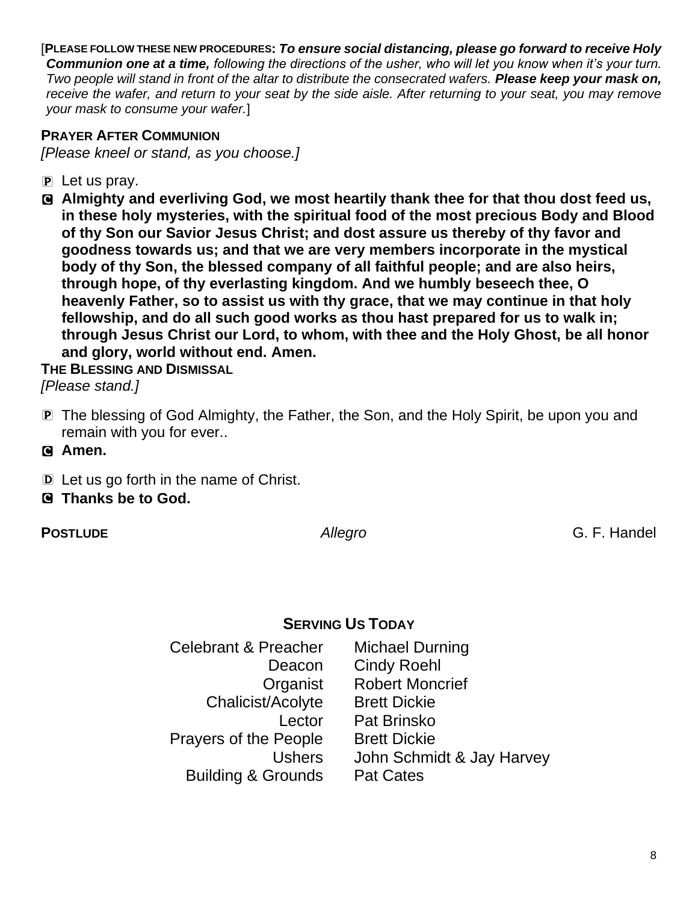[**PLEASE FOLLOW THESE NEW PROCEDURES:** ***To ensure social distancing, please go forward to receive Holy Communion one at a time,*** *following the directions of the usher, who will let you know when it's your turn. Two people will stand in front of the altar to distribute the consecrated wafers.* ***Please keep your mask on,*** *receive the wafer, and return to your seat by the side aisle. After returning to your seat, you may remove your mask to consume your wafer.*]

**PRAYER AFTER COMMUNION**

*[Please kneel or stand, as you choose.]*

P Let us pray.

C **Almighty and everliving God, we most heartily thank thee for that thou dost feed us, in these holy mysteries, with the spiritual food of the most precious Body and Blood of thy Son our Savior Jesus Christ; and dost assure us thereby of thy favor and goodness towards us; and that we are very members incorporate in the mystical body of thy Son, the blessed company of all faithful people; and are also heirs, through hope, of thy everlasting kingdom. And we humbly beseech thee, O heavenly Father, so to assist us with thy grace, that we may continue in that holy fellowship, and do all such good works as thou hast prepared for us to walk in; through Jesus Christ our Lord, to whom, with thee and the Holy Ghost, be all honor and glory, world without end. Amen.**

**THE BLESSING AND DISMISSAL**

*[Please stand.]*

P The blessing of God Almighty, the Father, the Son, and the Holy Spirit, be upon you and remain with you for ever..

C **Amen.**

D Let us go forth in the name of Christ.

C **Thanks be to God.**

**POSTLUDE** *Allegro* G. F. Handel

**SERVING US TODAY**

| | |
|---|---|
| Celebrant & Preacher | Michael Durning |
| Deacon | Cindy Roehl |
| Organist | Robert Moncrief |
| Chalicist/Acolyte | Brett Dickie |
| Lector | Pat Brinsko |
| Prayers of the People | Brett Dickie |
| Ushers | John Schmidt & Jay Harvey |
| Building & Grounds | Pat Cates |